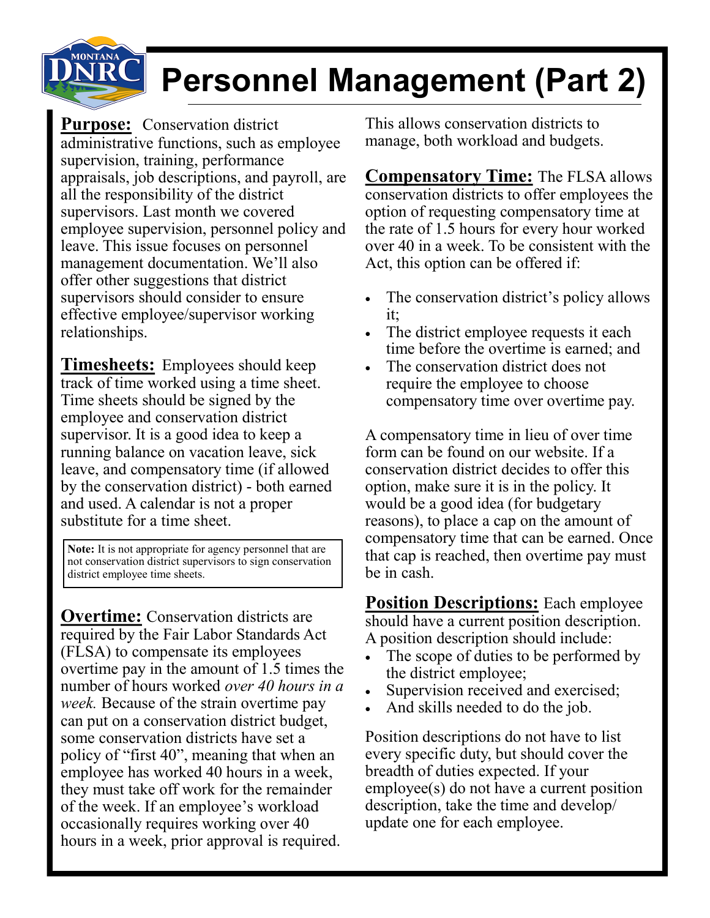# Personnel Management (Part 2)

**Purpose:** Conservation district administrative functions, such as employee supervision, training, performance appraisals, job descriptions, and payroll, are all the responsibility of the district supervisors. Last month we covered employee supervision, personnel policy and leave. This issue focuses on personnel management documentation. We'll also offer other suggestions that district supervisors should consider to ensure effective employee/supervisor working relationships.

**Timesheets:** Employees should keep track of time worked using a time sheet. Time sheets should be signed by the employee and conservation district supervisor. It is a good idea to keep a running balance on vacation leave, sick leave, and compensatory time (if allowed by the conservation district) - both earned and used. A calendar is not a proper substitute for a time sheet.

> **Note:** It is not appropriate for agency personnel that are not conservation district supervisors to sign conservation district employee time sheets.

**Overtime:** Conservation districts are required by the Fair Labor Standards Act (FLSA) to compensate its employees overtime pay in the amount of 1.5 times the number of hours worked *over 40 hours in a week.* Because of the strain overtime pay can put on a conservation district budget, some conservation districts have set a policy of "first 40", meaning that when an employee has worked 40 hours in a week, they must take off work for the remainder of the week. If an employee's workload occasionally requires working over 40 hours in a week, prior approval is required. This allows conservation districts to manage, both workload and budgets.

**Compensatory Time:** The FLSA allows conservation districts to offer employees the option of requesting compensatory time at the rate of 1.5 hours for every hour worked over 40 in a week. To be consistent with the Act, this option can be offered if:

- The conservation district's policy allows it;
- The district employee requests it each time before the overtime is earned; and
- The conservation district does not require the employee to choose compensatory time over overtime pay.

A compensatory time in lieu of over time form can be found on our website. If a conservation district decides to offer this option, make sure it is in the policy. It would be a good idea (for budgetary reasons), to place a cap on the amount of compensatory time that can be earned. Once that cap is reached, then overtime pay must be in cash.

**Position Descriptions:** Each employee should have a current position description. A position description should include:

- The scope of duties to be performed by the district employee;
- Supervision received and exercised;
- And skills needed to do the job.

Position descriptions do not have to list every specific duty, but should cover the breadth of duties expected. If your employee(s) do not have a current position description, take the time and develop/update one for each employee.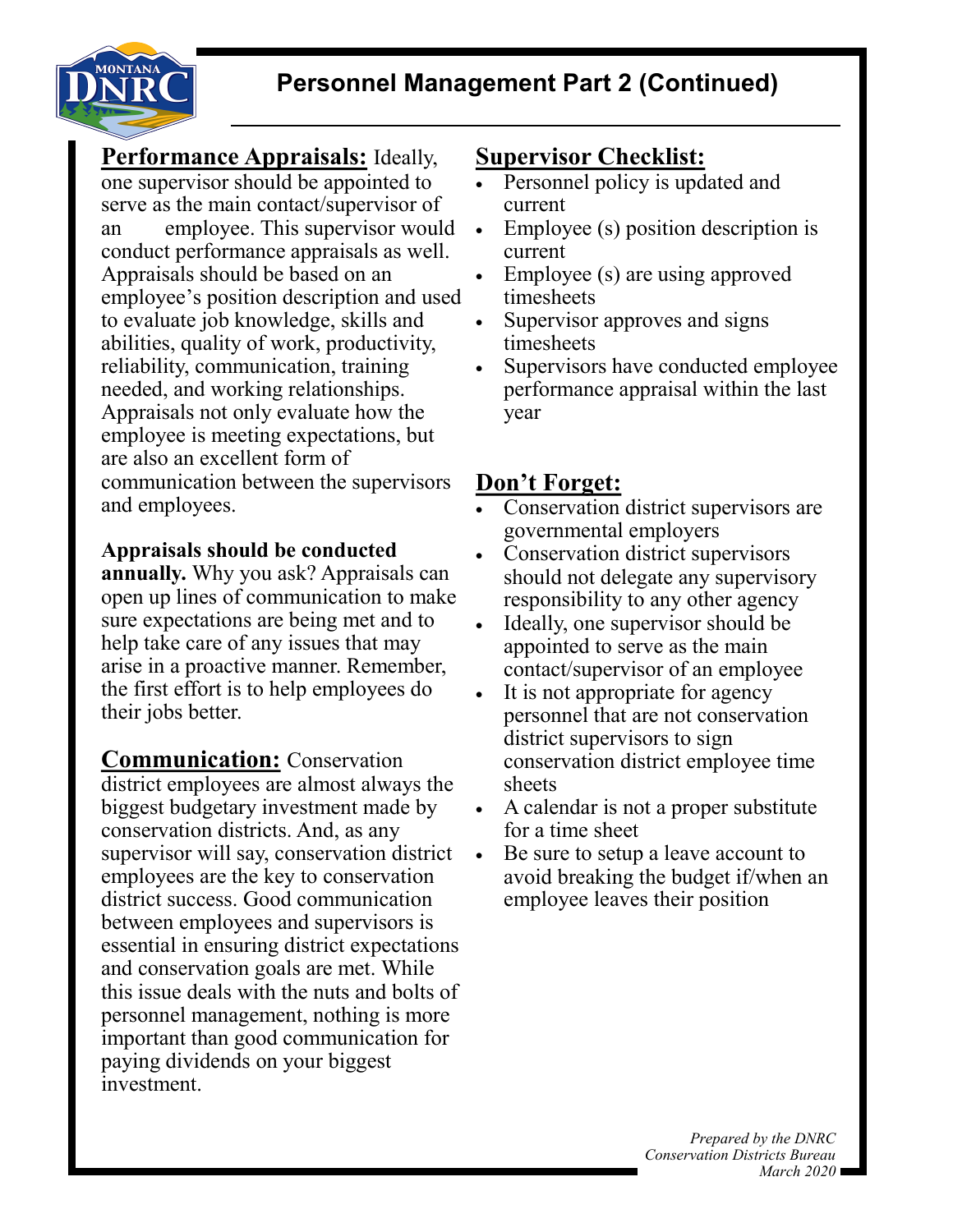# Personnel Management Part 2 (Continued)

**Performance Appraisals:** Ideally, one supervisor should be appointed to serve as the main contact/supervisor of an employee. This supervisor would conduct performance appraisals as well. Appraisals should be based on an employee's position description and used to evaluate job knowledge, skills and abilities, quality of work, productivity, reliability, communication, training needed, and working relationships. Appraisals not only evaluate how the employee is meeting expectations, but are also an excellent form of communication between the supervisors and employees.

**Appraisals should be conducted annually.** Why you ask? Appraisals can open up lines of communication to make sure expectations are being met and to help take care of any issues that may arise in a proactive manner. Remember, the first effort is to help employees do their jobs better.

**Communication:** Conservation district employees are almost always the biggest budgetary investment made by conservation districts. And, as any supervisor will say, conservation district employees are the key to conservation district success. Good communication between employees and supervisors is essential in ensuring district expectations and conservation goals are met. While this issue deals with the nuts and bolts of personnel management, nothing is more important than good communication for paying dividends on your biggest investment.

## Supervisor Checklist:

- Personnel policy is updated and current
- Employee (s) position description is current
- Employee (s) are using approved timesheets
- Supervisor approves and signs timesheets
- Supervisors have conducted employee performance appraisal within the last year

## Don't Forget:

- Conservation district supervisors are governmental employers
- Conservation district supervisors should not delegate any supervisory responsibility to any other agency
- Ideally, one supervisor should be appointed to serve as the main contact/supervisor of an employee
- It is not appropriate for agency personnel that are not conservation district supervisors to sign conservation district employee time sheets
- A calendar is not a proper substitute for a time sheet
- Be sure to setup a leave account to avoid breaking the budget if/when an employee leaves their position

*Prepared by the DNRC*
*Conservation Districts Bureau*
*March 2020*